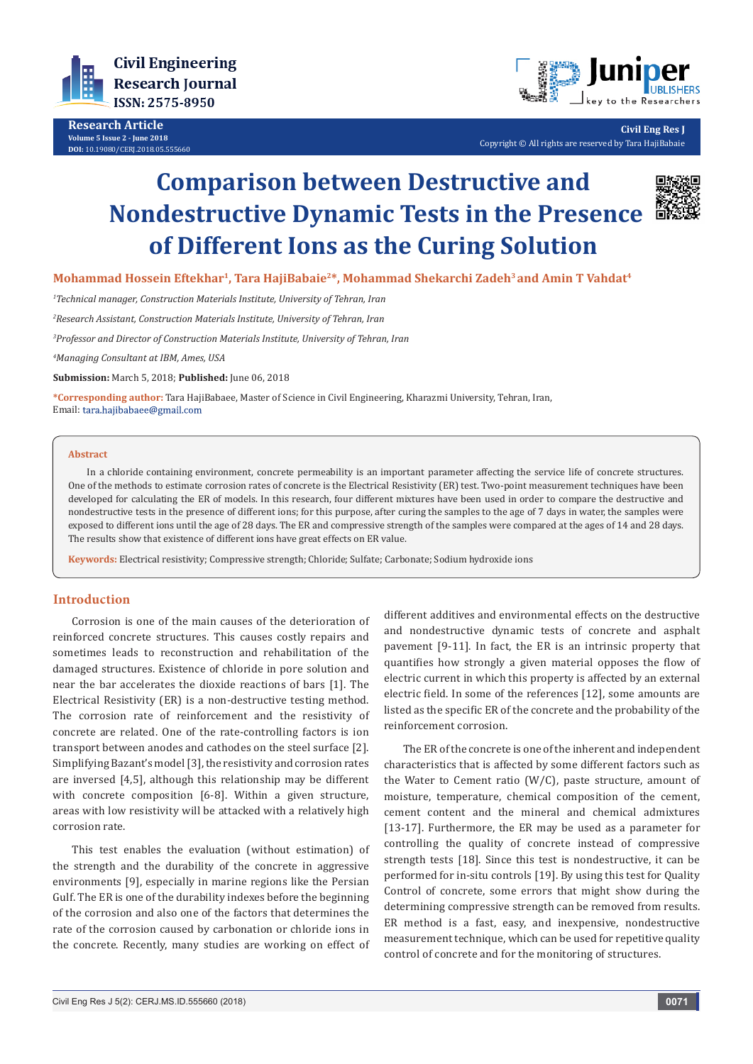Research Article

# Comparison between Destructive and Nondestructive Dynamic Tests in the Presence of Different Ions as the Curing Solution

**Mohammad Hossein Eftekhar[1], Tara HajiBabaie[2*], Mohammad Shekarchi Zadeh[3] and Amin T Vahdat[4]**

[1]*Technical manager, Construction Materials Institute, University of Tehran, Iran*

[2]*Research Assistant, Construction Materials Institute, University of Tehran, Iran*

[3]*Professor and Director of Construction Materials Institute, University of Tehran, Iran*

[4]*Managing Consultant at IBM, Ames, USA*

**Submission:** March 5, 2018; **Published:** June 06, 2018

**\*Corresponding author:** Tara HajiBabaee, Master of Science in Civil Engineering, Kharazmi University, Tehran, Iran,
Email: tara.hajibabaee@gmail.com

## Abstract

In a chloride containing environment, concrete permeability is an important parameter affecting the service life of concrete structures. One of the methods to estimate corrosion rates of concrete is the Electrical Resistivity (ER) test. Two-point measurement techniques have been developed for calculating the ER of models. In this research, four different mixtures have been used in order to compare the destructive and nondestructive tests in the presence of different ions; for this purpose, after curing the samples to the age of 7 days in water, the samples were exposed to different ions until the age of 28 days. The ER and compressive strength of the samples were compared at the ages of 14 and 28 days. The results show that existence of different ions have great effects on ER value.

**Keywords:** Electrical resistivity; Compressive strength; Chloride; Sulfate; Carbonate; Sodium hydroxide ions

## Introduction

Corrosion is one of the main causes of the deterioration of reinforced concrete structures. This causes costly repairs and sometimes leads to reconstruction and rehabilitation of the damaged structures. Existence of chloride in pore solution and near the bar accelerates the dioxide reactions of bars [1]. The Electrical Resistivity (ER) is a non-destructive testing method. The corrosion rate of reinforcement and the resistivity of concrete are related. One of the rate-controlling factors is ion transport between anodes and cathodes on the steel surface [2]. Simplifying Bazant's model [3], the resistivity and corrosion rates are inversed [4,5], although this relationship may be different with concrete composition [6-8]. Within a given structure, areas with low resistivity will be attacked with a relatively high corrosion rate.

This test enables the evaluation (without estimation) of the strength and the durability of the concrete in aggressive environments [9], especially in marine regions like the Persian Gulf. The ER is one of the durability indexes before the beginning of the corrosion and also one of the factors that determines the rate of the corrosion caused by carbonation or chloride ions in the concrete. Recently, many studies are working on effect of different additives and environmental effects on the destructive and nondestructive dynamic tests of concrete and asphalt pavement [9-11]. In fact, the ER is an intrinsic property that quantifies how strongly a given material opposes the flow of electric current in which this property is affected by an external electric field. In some of the references [12], some amounts are listed as the specific ER of the concrete and the probability of the reinforcement corrosion.

The ER of the concrete is one of the inherent and independent characteristics that is affected by some different factors such as the Water to Cement ratio (W/C), paste structure, amount of moisture, temperature, chemical composition of the cement, cement content and the mineral and chemical admixtures [13-17]. Furthermore, the ER may be used as a parameter for controlling the quality of concrete instead of compressive strength tests [18]. Since this test is nondestructive, it can be performed for in-situ controls [19]. By using this test for Quality Control of concrete, some errors that might show during the determining compressive strength can be removed from results. ER method is a fast, easy, and inexpensive, nondestructive measurement technique, which can be used for repetitive quality control of concrete and for the monitoring of structures.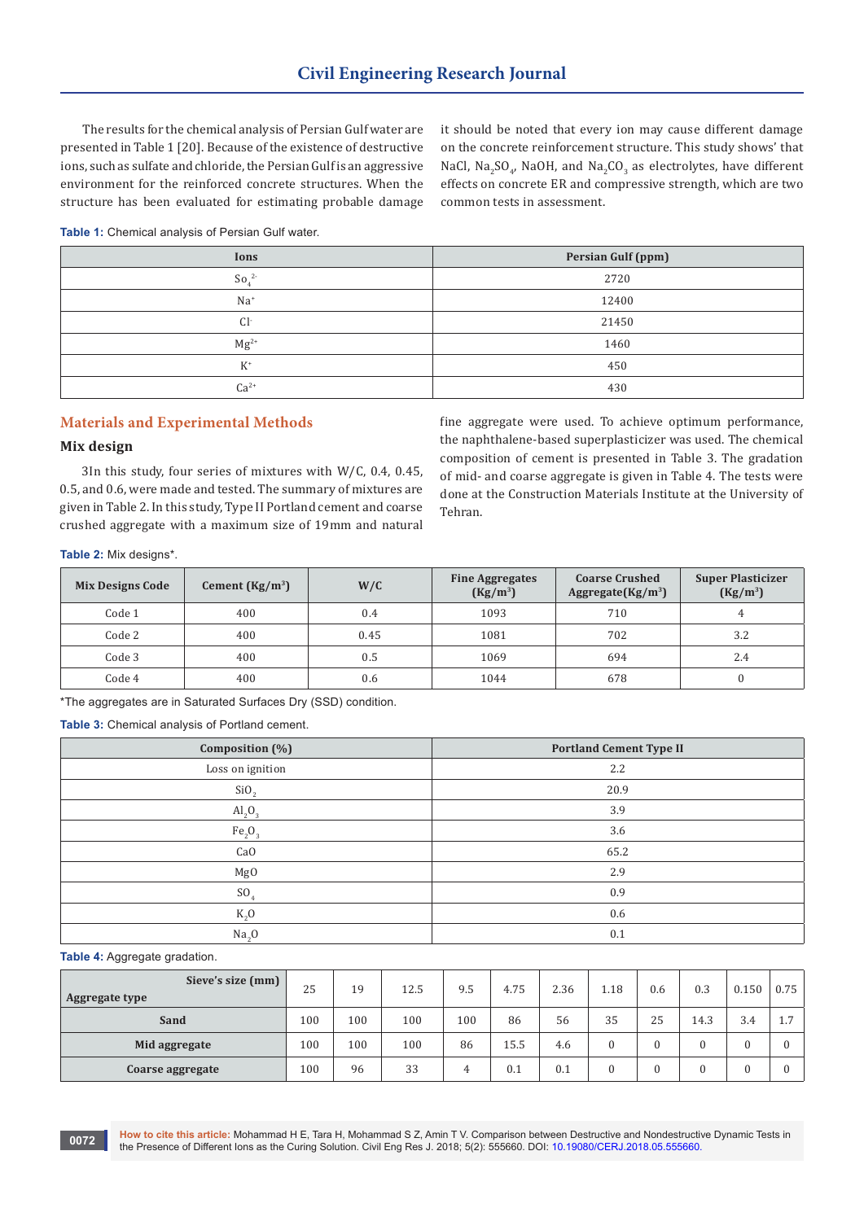The results for the chemical analysis of Persian Gulf water are presented in Table 1 [20]. Because of the existence of destructive ions, such as sulfate and chloride, the Persian Gulf is an aggressive environment for the reinforced concrete structures. When the structure has been evaluated for estimating probable damage it should be noted that every ion may cause different damage on the concrete reinforcement structure. This study shows' that NaCl, $Na_2SO_4$, NaOH, and $Na_2CO_3$ as electrolytes, have different effects on concrete ER and compressive strength, which are two common tests in assessment.

**Table 1:** Chemical analysis of Persian Gulf water.

| Ions | Persian Gulf (ppm) |
|---|---|
| $So_4^{2-}$ | 2720 |
| $Na^+$ | 12400 |
| $Cl^-$ | 21450 |
| $Mg^{2+}$ | 1460 |
| $K^+$ | 450 |
| $Ca^{2+}$ | 430 |

## Materials and Experimental Methods

### Mix design

3In this study, four series of mixtures with W/C, 0.4, 0.45, 0.5, and 0.6, were made and tested. The summary of mixtures are given in Table 2. In this study, Type II Portland cement and coarse crushed aggregate with a maximum size of 19mm and natural fine aggregate were used. To achieve optimum performance, the naphthalene-based superplasticizer was used. The chemical composition of cement is presented in Table 3. The gradation of mid- and coarse aggregate is given in Table 4. The tests were done at the Construction Materials Institute at the University of Tehran.

**Table 2:** Mix designs*.

| Mix Designs Code | Cement ($Kg/m^3$) | W/C | Fine Aggregates ($Kg/m^3$) | Coarse Crushed Aggregate($Kg/m^3$) | Super Plasticizer ($Kg/m^3$) |
|---|---|---|---|---|---|
| Code 1 | 400 | 0.4 | 1093 | 710 | 4 |
| Code 2 | 400 | 0.45 | 1081 | 702 | 3.2 |
| Code 3 | 400 | 0.5 | 1069 | 694 | 2.4 |
| Code 4 | 400 | 0.6 | 1044 | 678 | 0 |

*The aggregates are in Saturated Surfaces Dry (SSD) condition.

**Table 3:** Chemical analysis of Portland cement.

| Composition (%) | Portland Cement Type II |
|---|---|
| Loss on ignition | 2.2 |
| $SiO_2$ | 20.9 |
| $Al_2O_3$ | 3.9 |
| $Fe_2O_3$ | 3.6 |
| CaO | 65.2 |
| MgO | 2.9 |
| $SO_4$ | 0.9 |
| $K_2O$ | 0.6 |
| $Na_2O$ | 0.1 |

**Table 4:** Aggregate gradation.

| Aggregate type / Sieve's size (mm) | 25 | 19 | 12.5 | 9.5 | 4.75 | 2.36 | 1.18 | 0.6 | 0.3 | 0.150 | 0.75 |
|---|---|---|---|---|---|---|---|---|---|---|---|
| **Sand** | 100 | 100 | 100 | 100 | 86 | 56 | 35 | 25 | 14.3 | 3.4 | 1.7 |
| **Mid aggregate** | 100 | 100 | 100 | 86 | 15.5 | 4.6 | 0 | 0 | 0 | 0 | 0 |
| **Coarse aggregate** | 100 | 96 | 33 | 4 | 0.1 | 0.1 | 0 | 0 | 0 | 0 | 0 |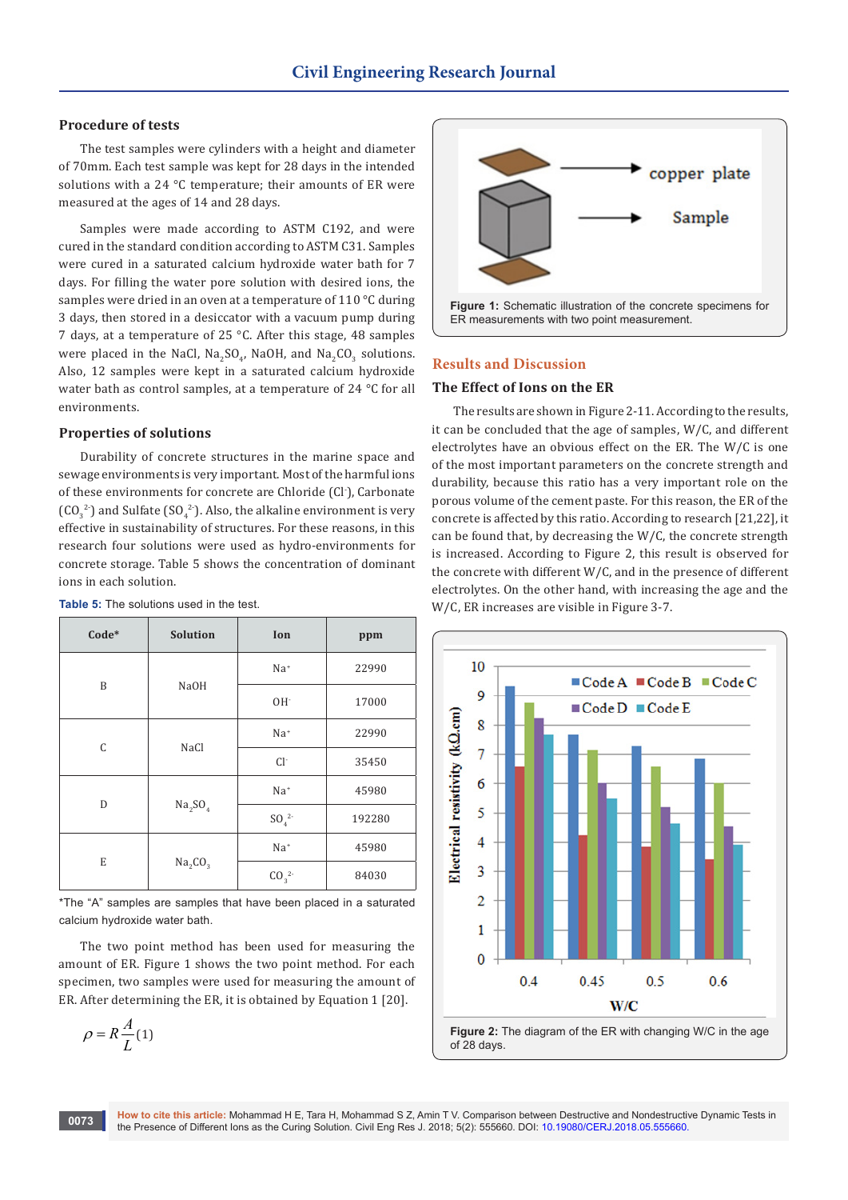### Procedure of tests

The test samples were cylinders with a height and diameter of 70mm. Each test sample was kept for 28 days in the intended solutions with a 24 °C temperature; their amounts of ER were measured at the ages of 14 and 28 days.

Samples were made according to ASTM C192, and were cured in the standard condition according to ASTM C31. Samples were cured in a saturated calcium hydroxide water bath for 7 days. For filling the water pore solution with desired ions, the samples were dried in an oven at a temperature of 110 °C during 3 days, then stored in a desiccator with a vacuum pump during 7 days, at a temperature of 25 °C. After this stage, 48 samples were placed in the NaCl, $Na_2SO_4$, NaOH, and $Na_2CO_3$ solutions. Also, 12 samples were kept in a saturated calcium hydroxide water bath as control samples, at a temperature of 24 °C for all environments.

### Properties of solutions

Durability of concrete structures in the marine space and sewage environments is very important. Most of the harmful ions of these environments for concrete are Chloride ($Cl^-$), Carbonate ($CO_3^{2-}$) and Sulfate ($SO_4^{2-}$). Also, the alkaline environment is very effective in sustainability of structures. For these reasons, in this research four solutions were used as hydro-environments for concrete storage. Table 5 shows the concentration of dominant ions in each solution.

**Table 5:** The solutions used in the test.

| Code* | Solution | Ion | ppm |
|---|---|---|---|
| B | NaOH | $Na^+$ | 22990 |
| | | $OH^-$ | 17000 |
| C | NaCl | $Na^+$ | 22990 |
| | | $Cl^-$ | 35450 |
| D | $Na_2SO_4$ | $Na^+$ | 45980 |
| | | $SO_4^{2-}$ | 192280 |
| E | $Na_2CO_3$ | $Na^+$ | 45980 |
| | | $CO_3^{2-}$ | 84030 |

*The "A" samples are samples that have been placed in a saturated calcium hydroxide water bath.

The two point method has been used for measuring the amount of ER. Figure 1 shows the two point method. For each specimen, two samples were used for measuring the amount of ER. After determining the ER, it is obtained by Equation 1 [20].

$$\rho = R\frac{A}{L} \quad (1)$$

**Figure 1:** Schematic illustration of the concrete specimens for ER measurements with two point measurement.

## Results and Discussion

### The Effect of Ions on the ER

The results are shown in Figure 2-11. According to the results, it can be concluded that the age of samples, W/C, and different electrolytes have an obvious effect on the ER. The W/C is one of the most important parameters on the concrete strength and durability, because this ratio has a very important role on the porous volume of the cement paste. For this reason, the ER of the concrete is affected by this ratio. According to research [21,22], it can be found that, by decreasing the W/C, the concrete strength is increased. According to Figure 2, this result is observed for the concrete with different W/C, and in the presence of different electrolytes. On the other hand, with increasing the age and the W/C, ER increases are visible in Figure 3-7.

**Figure 2:** The diagram of the ER with changing W/C in the age of 28 days.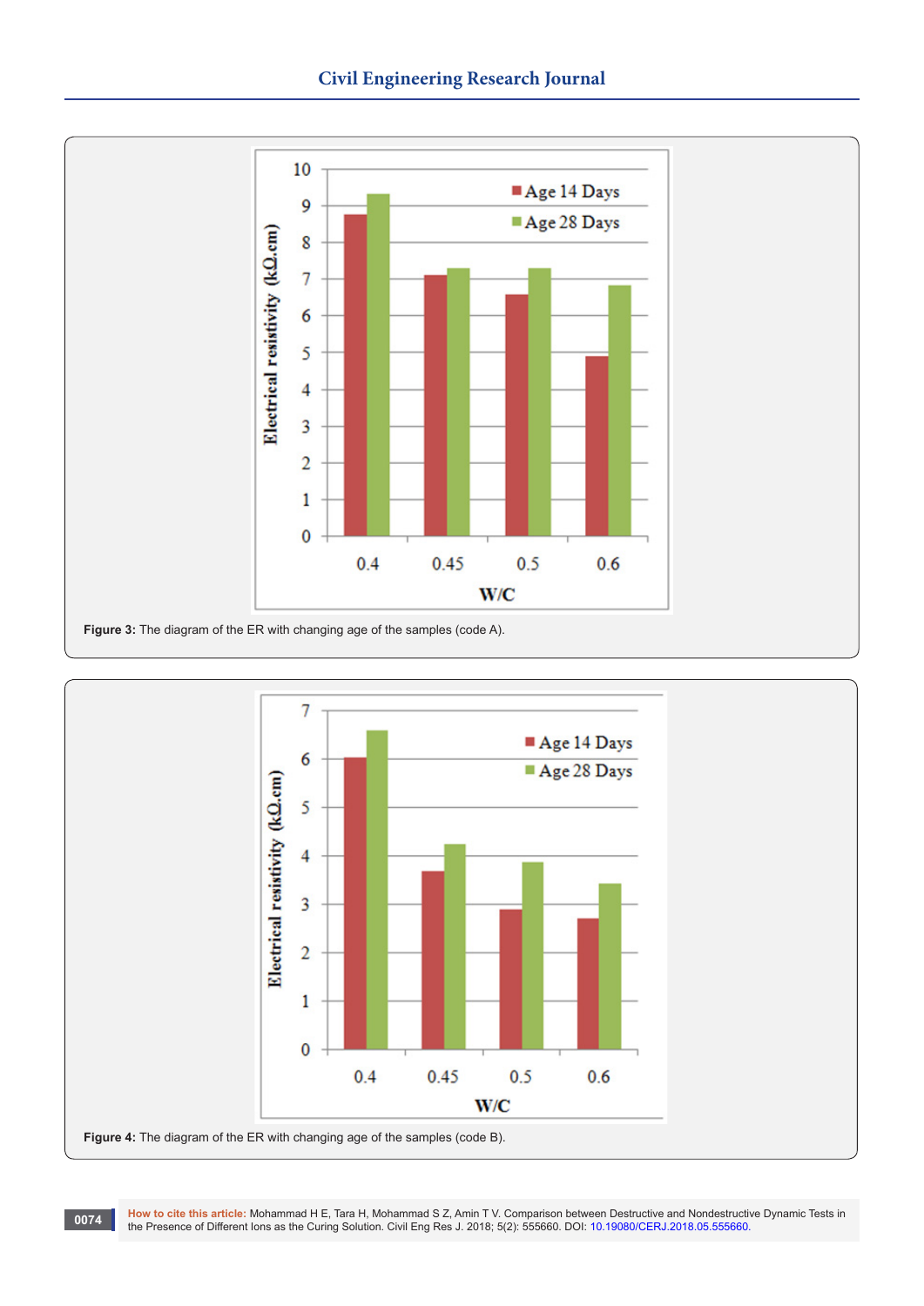Figure 3: The diagram of the ER with changing age of the samples (code A).

Figure 4: The diagram of the ER with changing age of the samples (code B).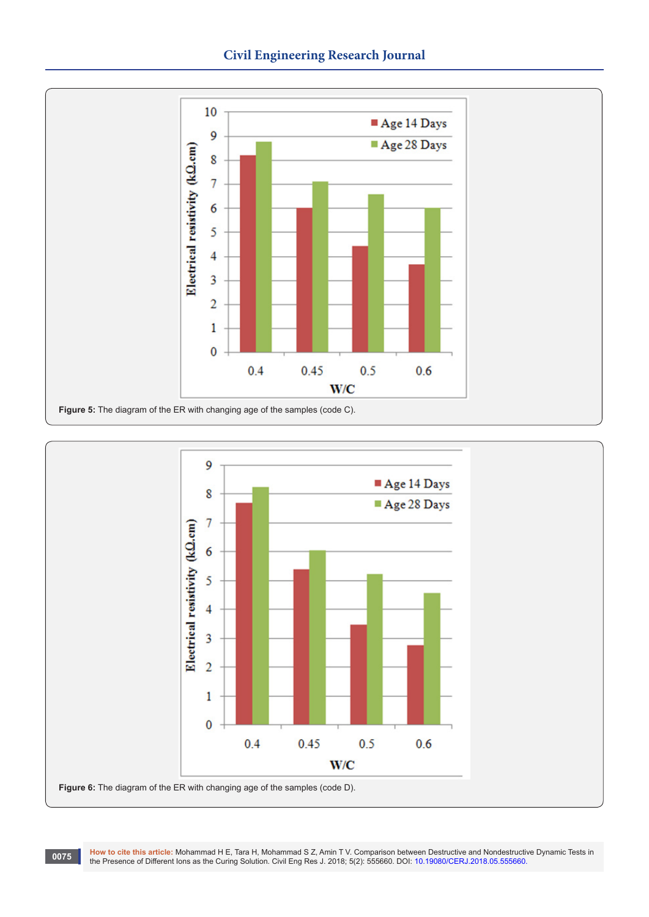Figure 5: The diagram of the ER with changing age of the samples (code C).

Figure 6: The diagram of the ER with changing age of the samples (code D).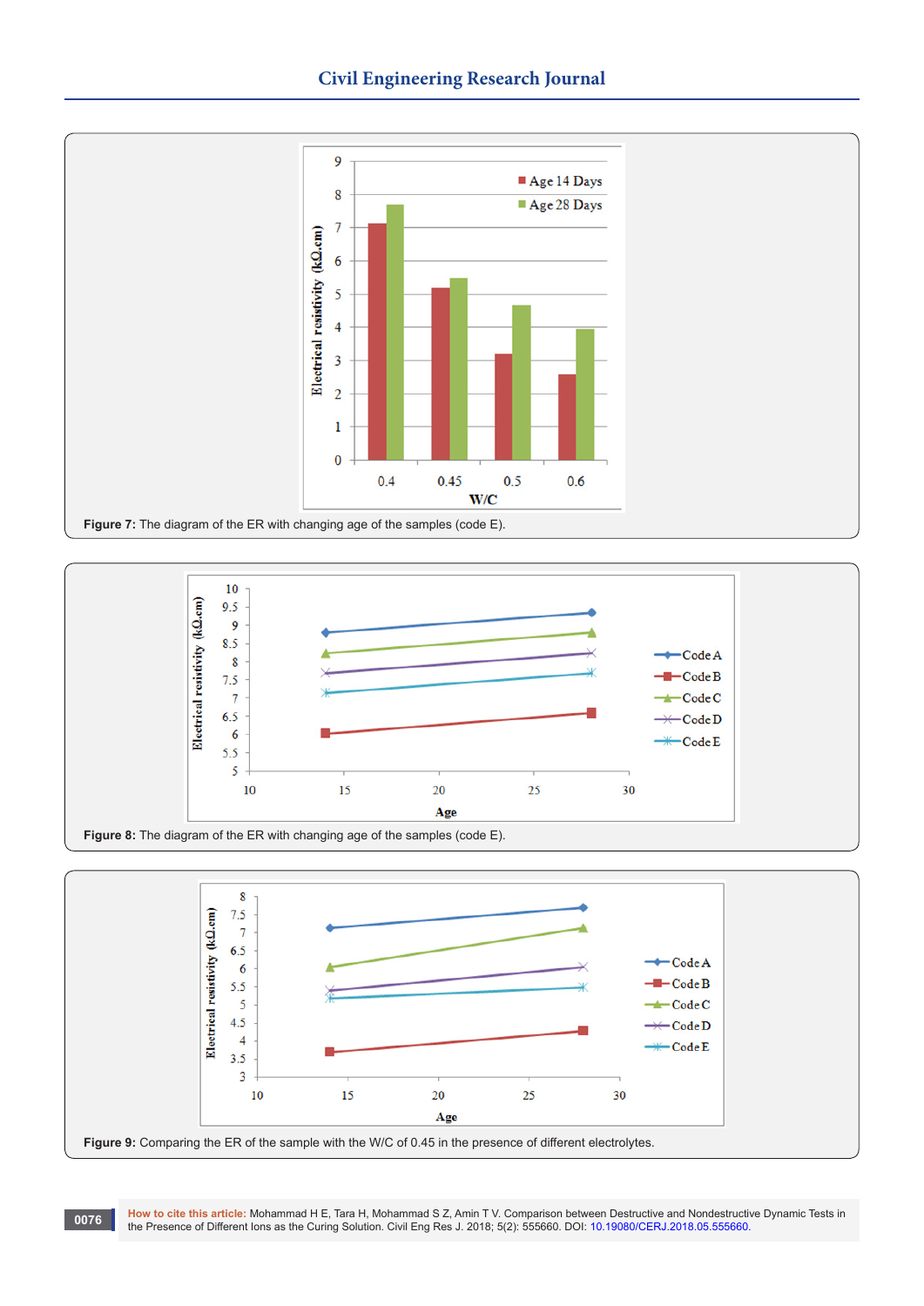Figure 7: The diagram of the ER with changing age of the samples (code E).

Figure 8: The diagram of the ER with changing age of the samples (code E).

Figure 9: Comparing the ER of the sample with the W/C of 0.45 in the presence of different electrolytes.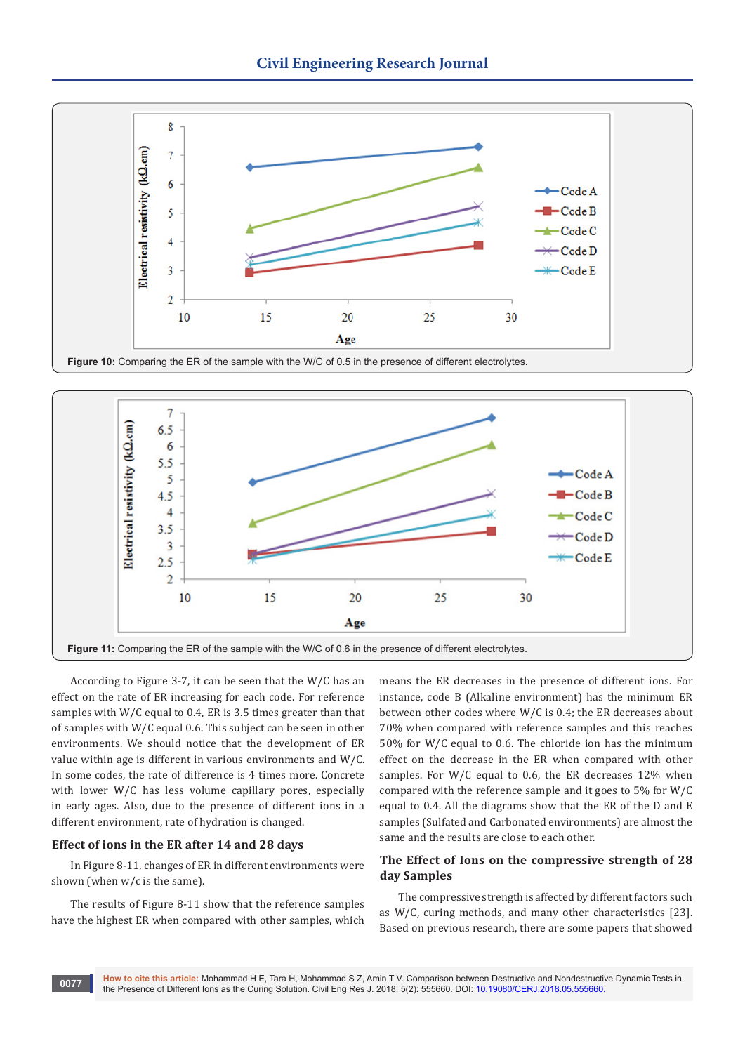Figure 10: Comparing the ER of the sample with the W/C of 0.5 in the presence of different electrolytes.

Figure 11: Comparing the ER of the sample with the W/C of 0.6 in the presence of different electrolytes.

According to Figure 3-7, it can be seen that the W/C has an effect on the rate of ER increasing for each code. For reference samples with W/C equal to 0.4, ER is 3.5 times greater than that of samples with W/C equal 0.6. This subject can be seen in other environments. We should notice that the development of ER value within age is different in various environments and W/C. In some codes, the rate of difference is 4 times more. Concrete with lower W/C has less volume capillary pores, especially in early ages. Also, due to the presence of different ions in a different environment, rate of hydration is changed.

## Effect of ions in the ER after 14 and 28 days

In Figure 8-11, changes of ER in different environments were shown (when w/c is the same).

The results of Figure 8-11 show that the reference samples have the highest ER when compared with other samples, which means the ER decreases in the presence of different ions. For instance, code B (Alkaline environment) has the minimum ER between other codes where W/C is 0.4; the ER decreases about 70% when compared with reference samples and this reaches 50% for W/C equal to 0.6. The chloride ion has the minimum effect on the decrease in the ER when compared with other samples. For W/C equal to 0.6, the ER decreases 12% when compared with the reference sample and it goes to 5% for W/C equal to 0.4. All the diagrams show that the ER of the D and E samples (Sulfated and Carbonated environments) are almost the same and the results are close to each other.

## The Effect of Ions on the compressive strength of 28 day Samples

The compressive strength is affected by different factors such as W/C, curing methods, and many other characteristics [23]. Based on previous research, there are some papers that showed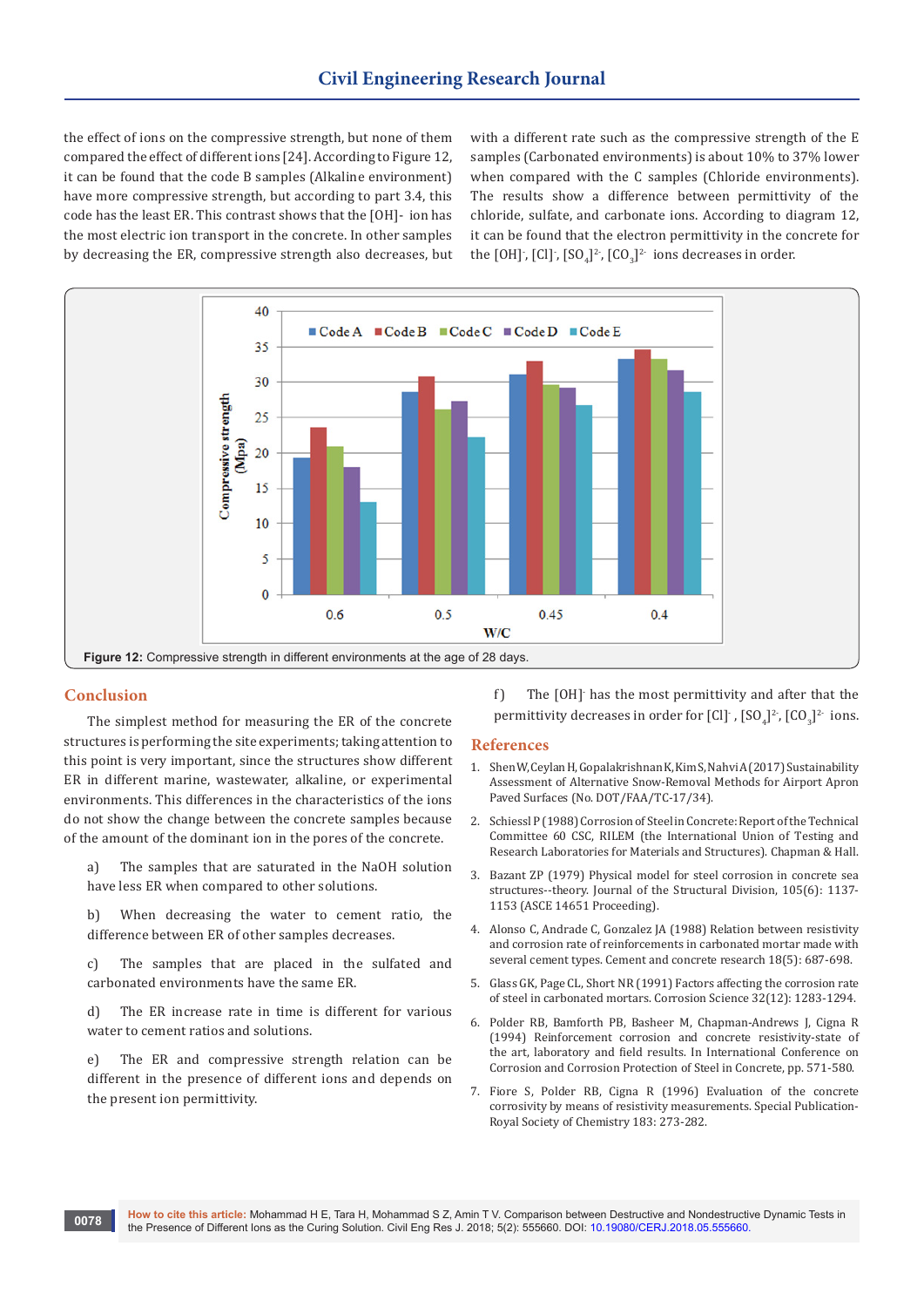the effect of ions on the compressive strength, but none of them compared the effect of different ions [24]. According to Figure 12, it can be found that the code B samples (Alkaline environment) have more compressive strength, but according to part 3.4, this code has the least ER. This contrast shows that the [OH]- ion has the most electric ion transport in the concrete. In other samples by decreasing the ER, compressive strength also decreases, but with a different rate such as the compressive strength of the E samples (Carbonated environments) is about 10% to 37% lower when compared with the C samples (Chloride environments). The results show a difference between permittivity of the chloride, sulfate, and carbonate ions. According to diagram 12, it can be found that the electron permittivity in the concrete for the $[OH]^-$, $[Cl]^-$, $[SO_4]^{2-}$, $[CO_3]^{2-}$ ions decreases in order.

**Figure 12:** Compressive strength in different environments at the age of 28 days.

## Conclusion

The simplest method for measuring the ER of the concrete structures is performing the site experiments; taking attention to this point is very important, since the structures show different ER in different marine, wastewater, alkaline, or experimental environments. This differences in the characteristics of the ions do not show the change between the concrete samples because of the amount of the dominant ion in the pores of the concrete.

a) The samples that are saturated in the NaOH solution have less ER when compared to other solutions.

b) When decreasing the water to cement ratio, the difference between ER of other samples decreases.

c) The samples that are placed in the sulfated and carbonated environments have the same ER.

d) The ER increase rate in time is different for various water to cement ratios and solutions.

e) The ER and compressive strength relation can be different in the presence of different ions and depends on the present ion permittivity.

f) The $[OH]^-$ has the most permittivity and after that the permittivity decreases in order for $[Cl]^-$, $[SO_4]^{2-}$, $[CO_3]^{2-}$ ions.

## References

1. Shen W, Ceylan H, Gopalakrishnan K, Kim S, Nahvi A (2017) Sustainability Assessment of Alternative Snow-Removal Methods for Airport Apron Paved Surfaces (No. DOT/FAA/TC-17/34).
2. Schiessl P (1988) Corrosion of Steel in Concrete: Report of the Technical Committee 60 CSC, RILEM (the International Union of Testing and Research Laboratories for Materials and Structures). Chapman & Hall.
3. Bazant ZP (1979) Physical model for steel corrosion in concrete sea structures--theory. Journal of the Structural Division, 105(6): 1137-1153 (ASCE 14651 Proceeding).
4. Alonso C, Andrade C, Gonzalez JA (1988) Relation between resistivity and corrosion rate of reinforcements in carbonated mortar made with several cement types. Cement and concrete research 18(5): 687-698.
5. Glass GK, Page CL, Short NR (1991) Factors affecting the corrosion rate of steel in carbonated mortars. Corrosion Science 32(12): 1283-1294.
6. Polder RB, Bamforth PB, Basheer M, Chapman-Andrews J, Cigna R (1994) Reinforcement corrosion and concrete resistivity-state of the art, laboratory and field results. In International Conference on Corrosion and Corrosion Protection of Steel in Concrete, pp. 571-580.
7. Fiore S, Polder RB, Cigna R (1996) Evaluation of the concrete corrosivity by means of resistivity measurements. Special Publication-Royal Society of Chemistry 183: 273-282.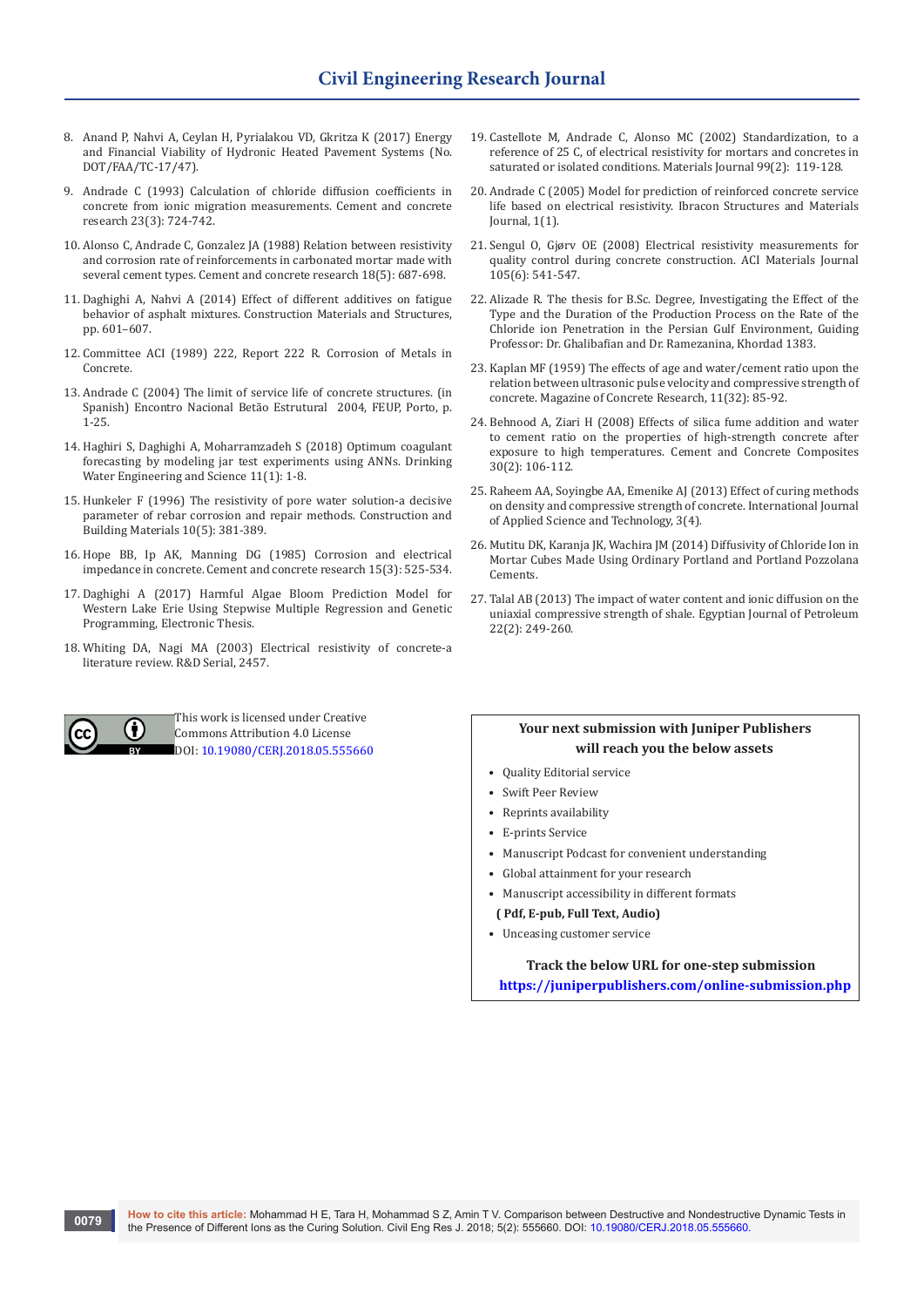8. Anand P, Nahvi A, Ceylan H, Pyrialakou VD, Gkritza K (2017) Energy and Financial Viability of Hydronic Heated Pavement Systems (No. DOT/FAA/TC-17/47).

9. Andrade C (1993) Calculation of chloride diffusion coefficients in concrete from ionic migration measurements. Cement and concrete research 23(3): 724-742.

10. Alonso C, Andrade C, Gonzalez JA (1988) Relation between resistivity and corrosion rate of reinforcements in carbonated mortar made with several cement types. Cement and concrete research 18(5): 687-698.

11. Daghighi A, Nahvi A (2014) Effect of different additives on fatigue behavior of asphalt mixtures. Construction Materials and Structures, pp. 601–607.

12. Committee ACI (1989) 222, Report 222 R. Corrosion of Metals in Concrete.

13. Andrade C (2004) The limit of service life of concrete structures. (in Spanish) Encontro Nacional Betão Estrutural 2004, FEUP, Porto, p. 1-25.

14. Haghiri S, Daghighi A, Moharramzadeh S (2018) Optimum coagulant forecasting by modeling jar test experiments using ANNs. Drinking Water Engineering and Science 11(1): 1-8.

15. Hunkeler F (1996) The resistivity of pore water solution-a decisive parameter of rebar corrosion and repair methods. Construction and Building Materials 10(5): 381-389.

16. Hope BB, Ip AK, Manning DG (1985) Corrosion and electrical impedance in concrete. Cement and concrete research 15(3): 525-534.

17. Daghighi A (2017) Harmful Algae Bloom Prediction Model for Western Lake Erie Using Stepwise Multiple Regression and Genetic Programming, Electronic Thesis.

18. Whiting DA, Nagi MA (2003) Electrical resistivity of concrete-a literature review. R&D Serial, 2457.

19. Castellote M, Andrade C, Alonso MC (2002) Standardization, to a reference of 25 C, of electrical resistivity for mortars and concretes in saturated or isolated conditions. Materials Journal 99(2): 119-128.

20. Andrade C (2005) Model for prediction of reinforced concrete service life based on electrical resistivity. Ibracon Structures and Materials Journal, 1(1).

21. Sengul O, Gjørv OE (2008) Electrical resistivity measurements for quality control during concrete construction. ACI Materials Journal 105(6): 541-547.

22. Alizade R. The thesis for B.Sc. Degree, Investigating the Effect of the Type and the Duration of the Production Process on the Rate of the Chloride ion Penetration in the Persian Gulf Environment, Guiding Professor: Dr. Ghalibafian and Dr. Ramezanina, Khordad 1383.

23. Kaplan MF (1959) The effects of age and water/cement ratio upon the relation between ultrasonic pulse velocity and compressive strength of concrete. Magazine of Concrete Research, 11(32): 85-92.

24. Behnood A, Ziari H (2008) Effects of silica fume addition and water to cement ratio on the properties of high-strength concrete after exposure to high temperatures. Cement and Concrete Composites 30(2): 106-112.

25. Raheem AA, Soyingbe AA, Emenike AJ (2013) Effect of curing methods on density and compressive strength of concrete. International Journal of Applied Science and Technology, 3(4).

26. Mutitu DK, Karanja JK, Wachira JM (2014) Diffusivity of Chloride Ion in Mortar Cubes Made Using Ordinary Portland and Portland Pozzolana Cements.

27. Talal AB (2013) The impact of water content and ionic diffusion on the uniaxial compressive strength of shale. Egyptian Journal of Petroleum 22(2): 249-260.

This work is licensed under Creative Commons Attribution 4.0 License
DOI: 10.19080/CERJ.2018.05.555660

**Your next submission with Juniper Publishers will reach you the below assets**

- Quality Editorial service
- Swift Peer Review
- Reprints availability
- E-prints Service
- Manuscript Podcast for convenient understanding
- Global attainment for your research
- Manuscript accessibility in different formats

**( Pdf, E-pub, Full Text, Audio)**

- Unceasing customer service

**Track the below URL for one-step submission**
**https://juniperpublishers.com/online-submission.php**